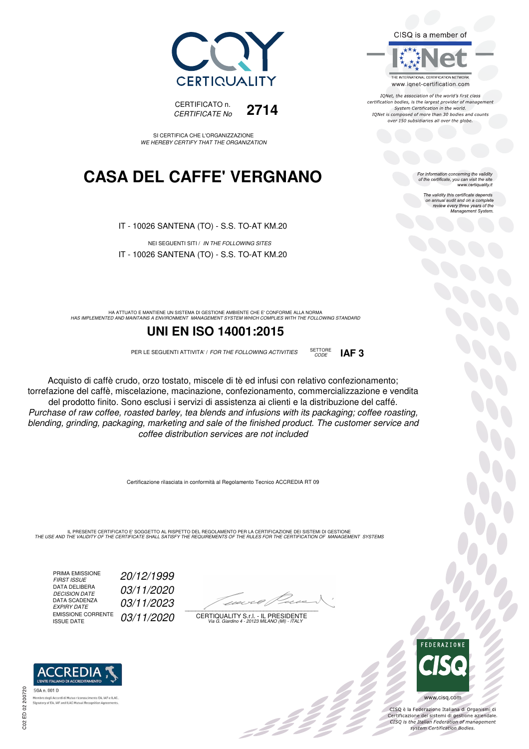CQY CERTIQUALITY

CERTIFICATO n.
*CERTIFICATE No* **2714**

SI CERTIFICA CHE L'ORGANIZZAZIONE
*WE HEREBY CERTIFY THAT THE ORGANIZATION*

# CASA DEL CAFFE' VERGNANO

IT - 10026 SANTENA (TO) - S.S. TO-AT KM.20

NEI SEGUENTI SITI / *IN THE FOLLOWING SITES*

IT - 10026 SANTENA (TO) - S.S. TO-AT KM.20

HA ATTUATO E MANTIENE UN SISTEMA DI GESTIONE AMBIENTE CHE E' CONFORME ALLA NORMA
*HAS IMPLEMENTED AND MAINTAINS A ENVIRONMENT MANAGEMENT SYSTEM WHICH COMPLIES WITH THE FOLLOWING STANDARD*

## UNI EN ISO 14001:2015

PER LE SEGUENTI ATTIVITA' / *FOR THE FOLLOWING ACTIVITIES* SETTORE *CODE* **IAF 3**

Acquisto di caffè crudo, orzo tostato, miscele di tè ed infusi con relativo confezionamento; torrefazione del caffè, miscelazione, macinazione, confezionamento, commercializzazione e vendita del prodotto finito. Sono esclusi i servizi di assistenza ai clienti e la distribuzione del caffé.
*Purchase of raw coffee, roasted barley, tea blends and infusions with its packaging; coffee roasting, blending, grinding, packaging, marketing and sale of the finished product. The customer service and coffee distribution services are not included*

Certificazione rilasciata in conformità al Regolamento Tecnico ACCREDIA RT 09

IL PRESENTE CERTIFICATO E' SOGGETTO AL RISPETTO DEL REGOLAMENTO PER LA CERTIFICAZIONE DEI SISTEMI DI GESTIONE
*THE USE AND THE VALIDITY OF THE CERTIFICATE SHALL SATISFY THE REQUIREMENTS OF THE RULES FOR THE CERTIFICATION OF MANAGEMENT SYSTEMS*

| | |
|---|---|
| PRIMA EMISSIONE *FIRST ISSUE* | *20/12/1999* |
| DATA DELIBERA *DECISION DATE* | *03/11/2020* |
| DATA SCADENZA *EXPIRY DATE* | *03/11/2023* |
| EMISSIONE CORRENTE *ISSUE DATE* | *03/11/2020* |

CERTIQUALITY S.r.l. - IL PRESIDENTE
*Via G. Giardino 4 - 20123 MILANO (MI) - ITALY*

CISQ is a member of IQNet
THE INTERNATIONAL CERTIFICATION NETWORK
www.iqnet-certification.com

*IQNet, the association of the world's first class certification bodies, is the largest provider of management System Certification in the world. IQNet is composed of more than 30 bodies and counts over 150 subsidiaries all over the globe.*

*For information concerning the validity of the certificate, you can visit the site www.certiquality.it*

*The validity this certificate depends on annual audit and on a complete review every three years of the Management System.*

ACCREDIA L'ENTE ITALIANO DI ACCREDITAMENTO
SGA n. 001 D
Membro degli Accordi di Mutuo riconoscimento EA, IAF e ILAC.
Signatory of EA, IAF and ILAC Mutual Recognition Agreements.

FEDERAZIONE CISQ
www.cisq.com

CISQ è la Federazione Italiana di Organismi di Certificazione dei sistemi di gestione aziendale.
*CISQ is the Italian Federation of management system Certification Bodies.*

C02 ED 02 200720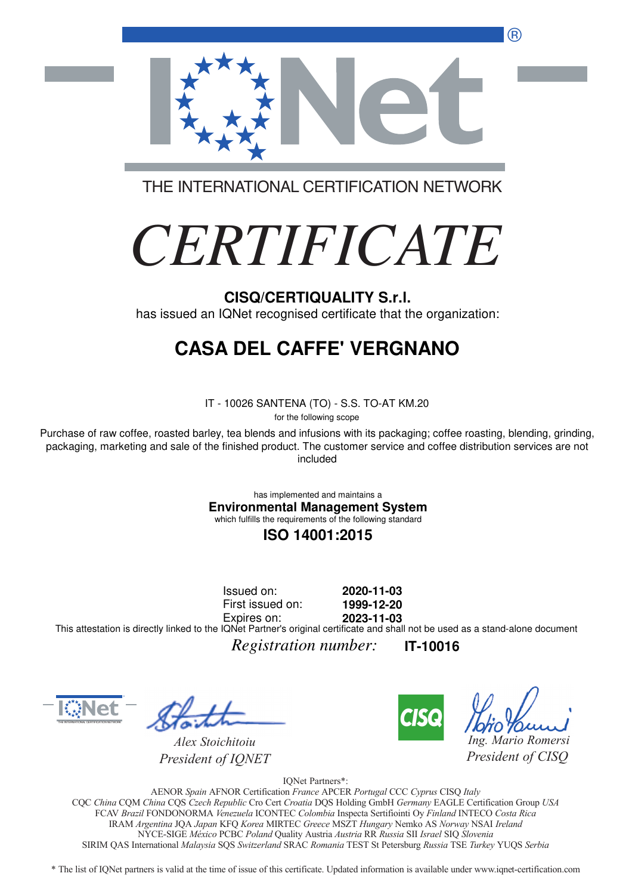THE INTERNATIONAL CERTIFICATION NETWORK

# *CERTIFICATE*

**CISQ/CERTIQUALITY S.r.l.**

has issued an IQNet recognised certificate that the organization:

## CASA DEL CAFFE' VERGNANO

IT - 10026 SANTENA (TO) - S.S. TO-AT KM.20

for the following scope

Purchase of raw coffee, roasted barley, tea blends and infusions with its packaging; coffee roasting, blending, grinding, packaging, marketing and sale of the finished product. The customer service and coffee distribution services are not included

has implemented and maintains a

**Environmental Management System**

which fulfills the requirements of the following standard

**ISO 14001:2015**

| | |
|---|---|
| Issued on: | **2020-11-03** |
| First issued on: | **1999-12-20** |
| Expires on: | **2023-11-03** |

This attestation is directly linked to the IQNet Partner's original certificate and shall not be used as a stand-alone document

*Registration number:* **IT-10016**

*Alex Stoichitoiu*
*President of IQNET*

*Ing. Mario Romersi*
*President of CISQ*

IQNet Partners*:

AENOR *Spain* AFNOR Certification *France* APCER *Portugal* CCC *Cyprus* CISQ *Italy*
CQC *China* CQM *China* CQS *Czech Republic* Cro Cert *Croatia* DQS Holding GmbH *Germany* EAGLE Certification Group *USA*
FCAV *Brazil* FONDONORMA *Venezuela* ICONTEC *Colombia* Inspecta Sertifiointi Oy *Finland* INTECO *Costa Rica*
IRAM *Argentina* JQA *Japan* KFQ *Korea* MIRTEC *Greece* MSZT *Hungary* Nemko AS *Norway* NSAI *Ireland*
NYCE-SIGE *México* PCBC *Poland* Quality Austria *Austria* RR *Russia* SII *Israel* SIQ *Slovenia*
SIRIM QAS International *Malaysia* SQS *Switzerland* SRAC *Romania* TEST St Petersburg *Russia* TSE *Turkey* YUQS *Serbia*

\* The list of IQNet partners is valid at the time of issue of this certificate. Updated information is available under www.iqnet-certification.com